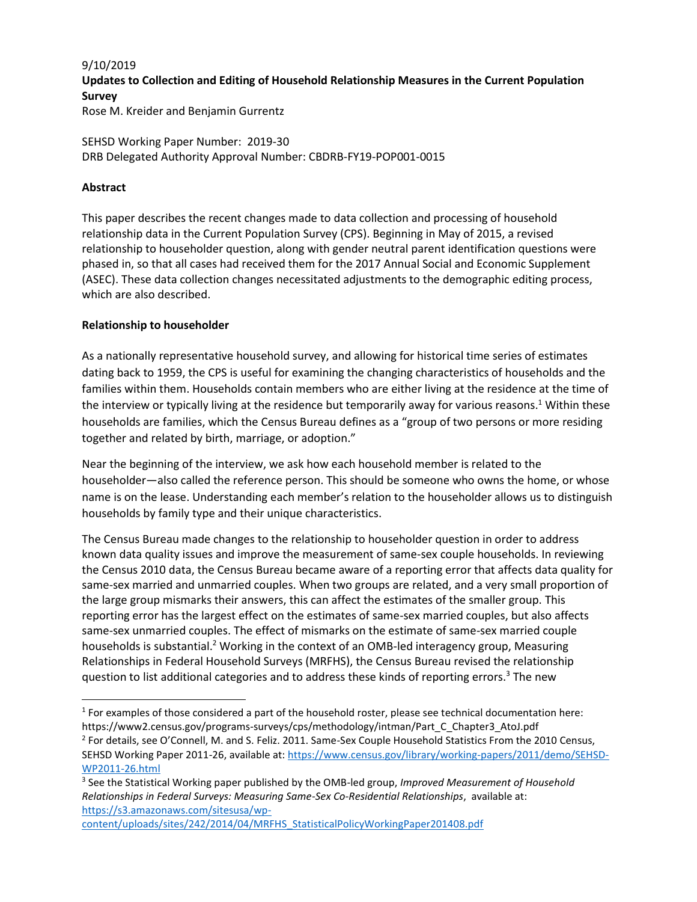9/10/2019

**Updates to Collection and Editing of Household Relationship Measures in the Current Population Survey**

Rose M. Kreider and Benjamin Gurrentz

SEHSD Working Paper Number: 2019-30

DRB Delegated Authority Approval Number: CBDRB-FY19-POP001-0015

## Abstract

This paper describes the recent changes made to data collection and processing of household relationship data in the Current Population Survey (CPS). Beginning in May of 2015, a revised relationship to householder question, along with gender neutral parent identification questions were phased in, so that all cases had received them for the 2017 Annual Social and Economic Supplement (ASEC). These data collection changes necessitated adjustments to the demographic editing process, which are also described.

## Relationship to householder

As a nationally representative household survey, and allowing for historical time series of estimates dating back to 1959, the CPS is useful for examining the changing characteristics of households and the families within them. Households contain members who are either living at the residence at the time of the interview or typically living at the residence but temporarily away for various reasons.[1] Within these households are families, which the Census Bureau defines as a "group of two persons or more residing together and related by birth, marriage, or adoption."

Near the beginning of the interview, we ask how each household member is related to the householder—also called the reference person. This should be someone who owns the home, or whose name is on the lease. Understanding each member's relation to the householder allows us to distinguish households by family type and their unique characteristics.

The Census Bureau made changes to the relationship to householder question in order to address known data quality issues and improve the measurement of same-sex couple households. In reviewing the Census 2010 data, the Census Bureau became aware of a reporting error that affects data quality for same-sex married and unmarried couples. When two groups are related, and a very small proportion of the large group mismarks their answers, this can affect the estimates of the smaller group. This reporting error has the largest effect on the estimates of same-sex married couples, but also affects same-sex unmarried couples. The effect of mismarks on the estimate of same-sex married couple households is substantial.[2] Working in the context of an OMB-led interagency group, Measuring Relationships in Federal Household Surveys (MRFHS), the Census Bureau revised the relationship question to list additional categories and to address these kinds of reporting errors.[3] The new

---

[1] For examples of those considered a part of the household roster, please see technical documentation here: https://www2.census.gov/programs-surveys/cps/methodology/intman/Part_C_Chapter3_AtoJ.pdf

[2] For details, see O'Connell, M. and S. Feliz. 2011. Same-Sex Couple Household Statistics From the 2010 Census, SEHSD Working Paper 2011-26, available at: https://www.census.gov/library/working-papers/2011/demo/SEHSD-WP2011-26.html

[3] See the Statistical Working paper published by the OMB-led group, *Improved Measurement of Household Relationships in Federal Surveys: Measuring Same-Sex Co-Residential Relationships*, available at: https://s3.amazonaws.com/sitesusa/wp-content/uploads/sites/242/2014/04/MRFHS_StatisticalPolicyWorkingPaper201408.pdf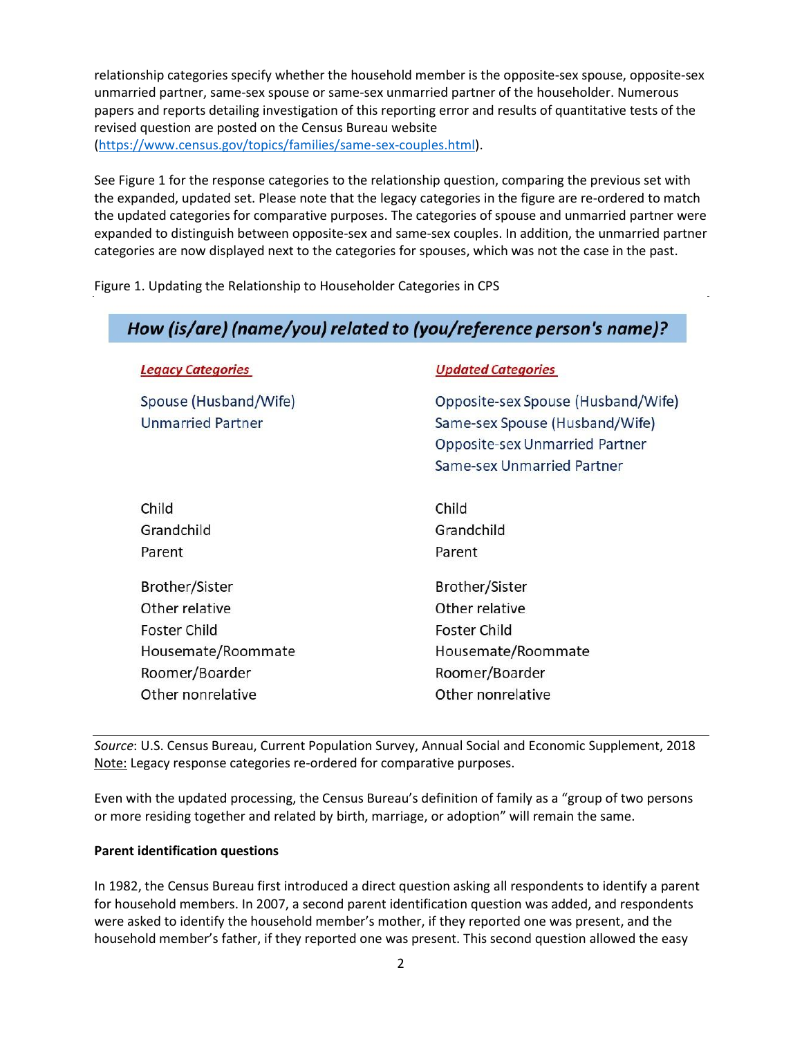relationship categories specify whether the household member is the opposite-sex spouse, opposite-sex unmarried partner, same-sex spouse or same-sex unmarried partner of the householder. Numerous papers and reports detailing investigation of this reporting error and results of quantitative tests of the revised question are posted on the Census Bureau website (https://www.census.gov/topics/families/same-sex-couples.html).

See Figure 1 for the response categories to the relationship question, comparing the previous set with the expanded, updated set. Please note that the legacy categories in the figure are re-ordered to match the updated categories for comparative purposes. The categories of spouse and unmarried partner were expanded to distinguish between opposite-sex and same-sex couples. In addition, the unmarried partner categories are now displayed next to the categories for spouses, which was not the case in the past.

Figure 1. Updating the Relationship to Householder Categories in CPS

***How (is/are) (name/you) related to (you/reference person's name)?***

| Legacy Categories | Updated Categories |
|---|---|
| Spouse (Husband/Wife) | Opposite-sex Spouse (Husband/Wife) |
| Unmarried Partner | Same-sex Spouse (Husband/Wife) |
| | Opposite-sex Unmarried Partner |
| | Same-sex Unmarried Partner |
| Child | Child |
| Grandchild | Grandchild |
| Parent | Parent |
| Brother/Sister | Brother/Sister |
| Other relative | Other relative |
| Foster Child | Foster Child |
| Housemate/Roommate | Housemate/Roommate |
| Roomer/Boarder | Roomer/Boarder |
| Other nonrelative | Other nonrelative |

*Source*: U.S. Census Bureau, Current Population Survey, Annual Social and Economic Supplement, 2018
Note: Legacy response categories re-ordered for comparative purposes.

Even with the updated processing, the Census Bureau's definition of family as a "group of two persons or more residing together and related by birth, marriage, or adoption" will remain the same.

**Parent identification questions**

In 1982, the Census Bureau first introduced a direct question asking all respondents to identify a parent for household members. In 2007, a second parent identification question was added, and respondents were asked to identify the household member's mother, if they reported one was present, and the household member's father, if they reported one was present. This second question allowed the easy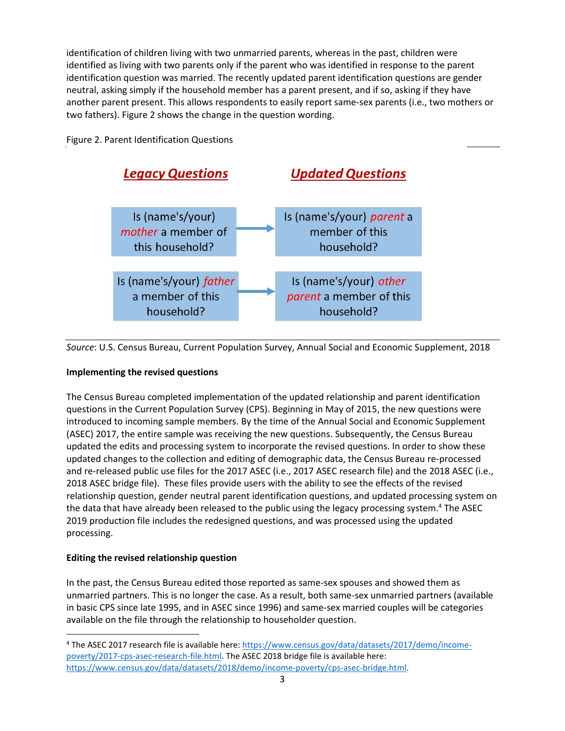identification of children living with two unmarried parents, whereas in the past, children were identified as living with two parents only if the parent who was identified in response to the parent identification question was married. The recently updated parent identification questions are gender neutral, asking simply if the household member has a parent present, and if so, asking if they have another parent present. This allows respondents to easily report same-sex parents (i.e., two mothers or two fathers). Figure 2 shows the change in the question wording.

Figure 2. Parent Identification Questions

| ***Legacy Questions*** | | ***Updated Questions*** |
|---|---|---|
| Is (name's/your) *mother* a member of this household? | → | Is (name's/your) *parent* a member of this household? |
| Is (name's/your) *father* a member of this household? | → | Is (name's/your) *other parent* a member of this household? |

*Source*: U.S. Census Bureau, Current Population Survey, Annual Social and Economic Supplement, 2018

**Implementing the revised questions**

The Census Bureau completed implementation of the updated relationship and parent identification questions in the Current Population Survey (CPS). Beginning in May of 2015, the new questions were introduced to incoming sample members. By the time of the Annual Social and Economic Supplement (ASEC) 2017, the entire sample was receiving the new questions. Subsequently, the Census Bureau updated the edits and processing system to incorporate the revised questions. In order to show these updated changes to the collection and editing of demographic data, the Census Bureau re-processed and re-released public use files for the 2017 ASEC (i.e., 2017 ASEC research file) and the 2018 ASEC (i.e., 2018 ASEC bridge file). These files provide users with the ability to see the effects of the revised relationship question, gender neutral parent identification questions, and updated processing system on the data that have already been released to the public using the legacy processing system.[4] The ASEC 2019 production file includes the redesigned questions, and was processed using the updated processing.

**Editing the revised relationship question**

In the past, the Census Bureau edited those reported as same-sex spouses and showed them as unmarried partners. This is no longer the case. As a result, both same-sex unmarried partners (available in basic CPS since late 1995, and in ASEC since 1996) and same-sex married couples will be categories available on the file through the relationship to householder question.

[4] The ASEC 2017 research file is available here: https://www.census.gov/data/datasets/2017/demo/income-poverty/2017-cps-asec-research-file.html. The ASEC 2018 bridge file is available here: https://www.census.gov/data/datasets/2018/demo/income-poverty/cps-asec-bridge.html.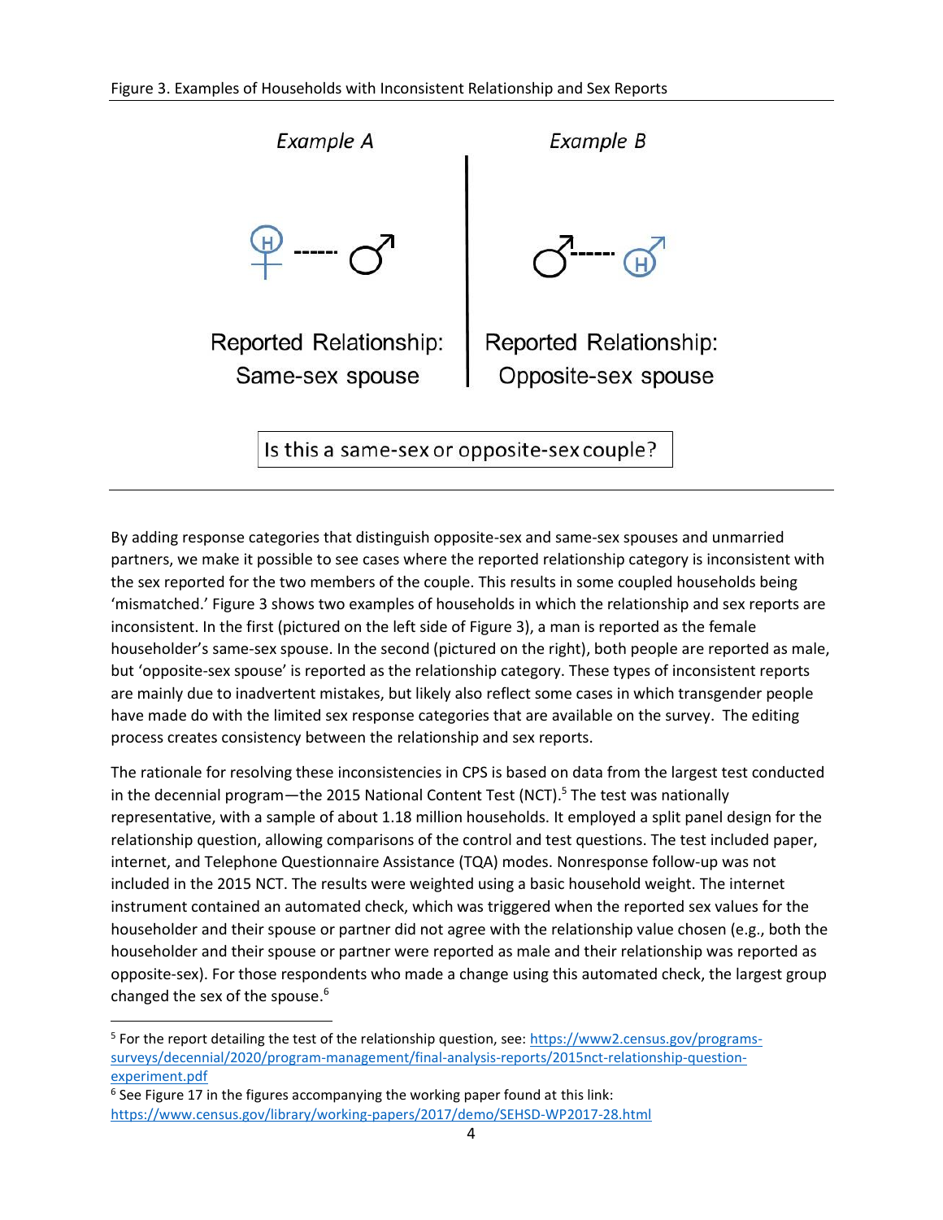Figure 3. Examples of Households with Inconsistent Relationship and Sex Reports

*Example A*

Reported Relationship: Same-sex spouse

*Example B*

Reported Relationship: Opposite-sex spouse

Is this a same-sex or opposite-sex couple?

By adding response categories that distinguish opposite-sex and same-sex spouses and unmarried partners, we make it possible to see cases where the reported relationship category is inconsistent with the sex reported for the two members of the couple. This results in some coupled households being 'mismatched.' Figure 3 shows two examples of households in which the relationship and sex reports are inconsistent. In the first (pictured on the left side of Figure 3), a man is reported as the female householder's same-sex spouse. In the second (pictured on the right), both people are reported as male, but 'opposite-sex spouse' is reported as the relationship category. These types of inconsistent reports are mainly due to inadvertent mistakes, but likely also reflect some cases in which transgender people have made do with the limited sex response categories that are available on the survey. The editing process creates consistency between the relationship and sex reports.

The rationale for resolving these inconsistencies in CPS is based on data from the largest test conducted in the decennial program—the 2015 National Content Test (NCT).[5] The test was nationally representative, with a sample of about 1.18 million households. It employed a split panel design for the relationship question, allowing comparisons of the control and test questions. The test included paper, internet, and Telephone Questionnaire Assistance (TQA) modes. Nonresponse follow-up was not included in the 2015 NCT. The results were weighted using a basic household weight. The internet instrument contained an automated check, which was triggered when the reported sex values for the householder and their spouse or partner did not agree with the relationship value chosen (e.g., both the householder and their spouse or partner were reported as male and their relationship was reported as opposite-sex). For those respondents who made a change using this automated check, the largest group changed the sex of the spouse.[6]

[5] For the report detailing the test of the relationship question, see: https://www2.census.gov/programs-surveys/decennial/2020/program-management/final-analysis-reports/2015nct-relationship-question-experiment.pdf

[6] See Figure 17 in the figures accompanying the working paper found at this link: https://www.census.gov/library/working-papers/2017/demo/SEHSD-WP2017-28.html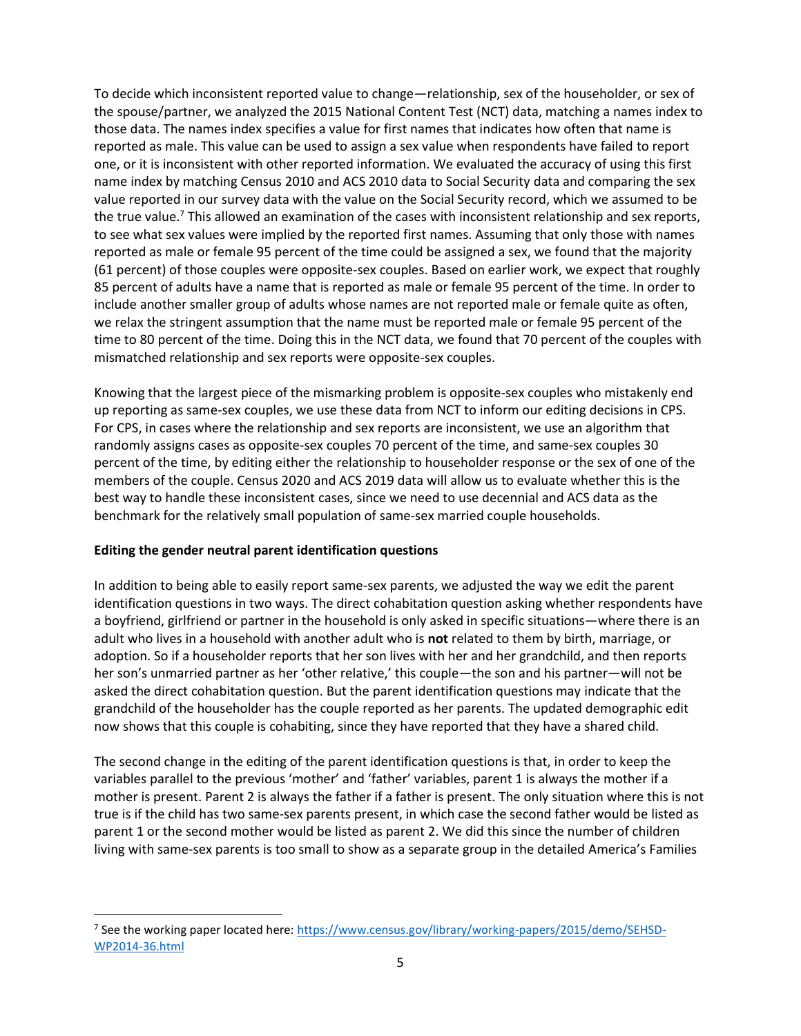To decide which inconsistent reported value to change—relationship, sex of the householder, or sex of the spouse/partner, we analyzed the 2015 National Content Test (NCT) data, matching a names index to those data. The names index specifies a value for first names that indicates how often that name is reported as male. This value can be used to assign a sex value when respondents have failed to report one, or it is inconsistent with other reported information. We evaluated the accuracy of using this first name index by matching Census 2010 and ACS 2010 data to Social Security data and comparing the sex value reported in our survey data with the value on the Social Security record, which we assumed to be the true value.[7] This allowed an examination of the cases with inconsistent relationship and sex reports, to see what sex values were implied by the reported first names. Assuming that only those with names reported as male or female 95 percent of the time could be assigned a sex, we found that the majority (61 percent) of those couples were opposite-sex couples. Based on earlier work, we expect that roughly 85 percent of adults have a name that is reported as male or female 95 percent of the time. In order to include another smaller group of adults whose names are not reported male or female quite as often, we relax the stringent assumption that the name must be reported male or female 95 percent of the time to 80 percent of the time. Doing this in the NCT data, we found that 70 percent of the couples with mismatched relationship and sex reports were opposite-sex couples.

Knowing that the largest piece of the mismarking problem is opposite-sex couples who mistakenly end up reporting as same-sex couples, we use these data from NCT to inform our editing decisions in CPS. For CPS, in cases where the relationship and sex reports are inconsistent, we use an algorithm that randomly assigns cases as opposite-sex couples 70 percent of the time, and same-sex couples 30 percent of the time, by editing either the relationship to householder response or the sex of one of the members of the couple. Census 2020 and ACS 2019 data will allow us to evaluate whether this is the best way to handle these inconsistent cases, since we need to use decennial and ACS data as the benchmark for the relatively small population of same-sex married couple households.

**Editing the gender neutral parent identification questions**

In addition to being able to easily report same-sex parents, we adjusted the way we edit the parent identification questions in two ways. The direct cohabitation question asking whether respondents have a boyfriend, girlfriend or partner in the household is only asked in specific situations—where there is an adult who lives in a household with another adult who is **not** related to them by birth, marriage, or adoption. So if a householder reports that her son lives with her and her grandchild, and then reports her son's unmarried partner as her 'other relative,' this couple—the son and his partner—will not be asked the direct cohabitation question. But the parent identification questions may indicate that the grandchild of the householder has the couple reported as her parents. The updated demographic edit now shows that this couple is cohabiting, since they have reported that they have a shared child.

The second change in the editing of the parent identification questions is that, in order to keep the variables parallel to the previous 'mother' and 'father' variables, parent 1 is always the mother if a mother is present. Parent 2 is always the father if a father is present. The only situation where this is not true is if the child has two same-sex parents present, in which case the second father would be listed as parent 1 or the second mother would be listed as parent 2. We did this since the number of children living with same-sex parents is too small to show as a separate group in the detailed America's Families

[7] See the working paper located here: https://www.census.gov/library/working-papers/2015/demo/SEHSD-WP2014-36.html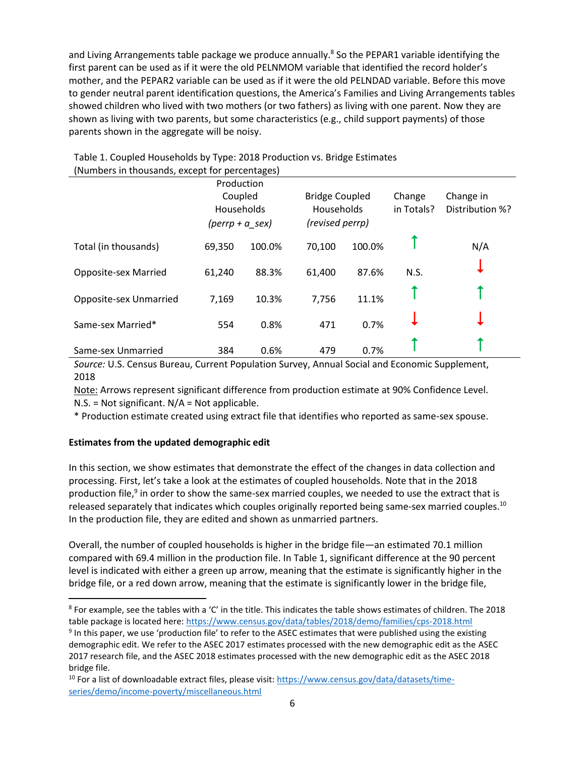and Living Arrangements table package we produce annually.[8] So the PEPAR1 variable identifying the first parent can be used as if it were the old PELNMOM variable that identified the record holder's mother, and the PEPAR2 variable can be used as if it were the old PELNDAD variable. Before this move to gender neutral parent identification questions, the America's Families and Living Arrangements tables showed children who lived with two mothers (or two fathers) as living with one parent. Now they are shown as living with two parents, but some characteristics (e.g., child support payments) of those parents shown in the aggregate will be noisy.

Table 1. Coupled Households by Type: 2018 Production vs. Bridge Estimates
(Numbers in thousands, except for percentages)

| | Production Coupled Households *(perrp + a_sex)* | | Bridge Coupled Households *(revised perrp)* | | Change in Totals? | Change in Distribution %? |
|---|---|---|---|---|---|---|
| Total (in thousands) | 69,350 | 100.0% | 70,100 | 100.0% | ↑ | N/A |
| Opposite-sex Married | 61,240 | 88.3% | 61,400 | 87.6% | N.S. | ↓ |
| Opposite-sex Unmarried | 7,169 | 10.3% | 7,756 | 11.1% | ↑ | ↑ |
| Same-sex Married* | 554 | 0.8% | 471 | 0.7% | ↓ | ↓ |
| Same-sex Unmarried | 384 | 0.6% | 479 | 0.7% | ↑ | ↑ |

*Source:* U.S. Census Bureau, Current Population Survey, Annual Social and Economic Supplement, 2018

Note: Arrows represent significant difference from production estimate at 90% Confidence Level. N.S. = Not significant. N/A = Not applicable.

* Production estimate created using extract file that identifies who reported as same-sex spouse.

**Estimates from the updated demographic edit**

In this section, we show estimates that demonstrate the effect of the changes in data collection and processing. First, let's take a look at the estimates of coupled households. Note that in the 2018 production file,[9] in order to show the same-sex married couples, we needed to use the extract that is released separately that indicates which couples originally reported being same-sex married couples.[10] In the production file, they are edited and shown as unmarried partners.

Overall, the number of coupled households is higher in the bridge file—an estimated 70.1 million compared with 69.4 million in the production file. In Table 1, significant difference at the 90 percent level is indicated with either a green up arrow, meaning that the estimate is significantly higher in the bridge file, or a red down arrow, meaning that the estimate is significantly lower in the bridge file,

[8] For example, see the tables with a 'C' in the title. This indicates the table shows estimates of children. The 2018 table package is located here: https://www.census.gov/data/tables/2018/demo/families/cps-2018.html

[9] In this paper, we use 'production file' to refer to the ASEC estimates that were published using the existing demographic edit. We refer to the ASEC 2017 estimates processed with the new demographic edit as the ASEC 2017 research file, and the ASEC 2018 estimates processed with the new demographic edit as the ASEC 2018 bridge file.

[10] For a list of downloadable extract files, please visit: https://www.census.gov/data/datasets/time-series/demo/income-poverty/miscellaneous.html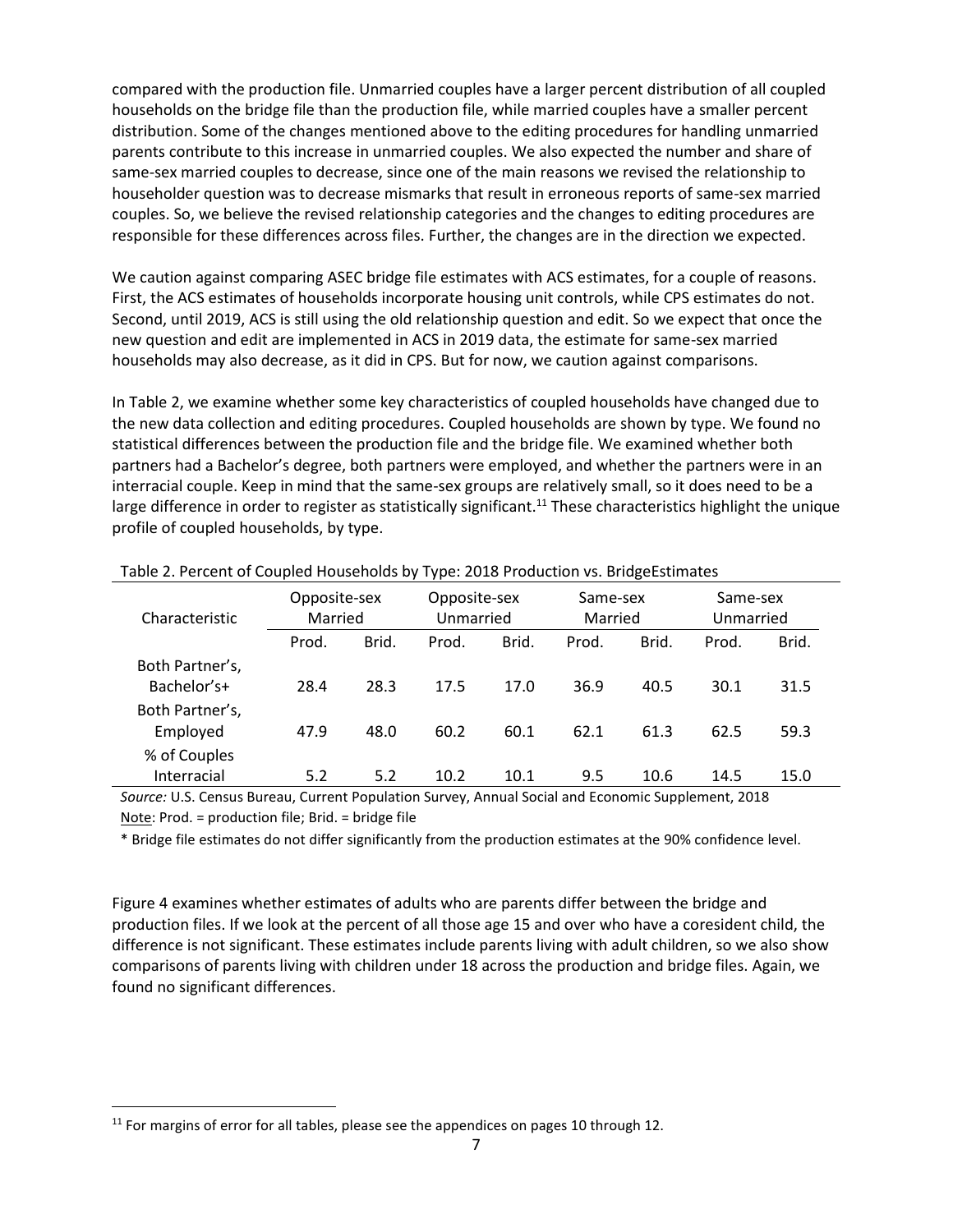compared with the production file. Unmarried couples have a larger percent distribution of all coupled households on the bridge file than the production file, while married couples have a smaller percent distribution. Some of the changes mentioned above to the editing procedures for handling unmarried parents contribute to this increase in unmarried couples. We also expected the number and share of same-sex married couples to decrease, since one of the main reasons we revised the relationship to householder question was to decrease mismarks that result in erroneous reports of same-sex married couples. So, we believe the revised relationship categories and the changes to editing procedures are responsible for these differences across files. Further, the changes are in the direction we expected.

We caution against comparing ASEC bridge file estimates with ACS estimates, for a couple of reasons. First, the ACS estimates of households incorporate housing unit controls, while CPS estimates do not. Second, until 2019, ACS is still using the old relationship question and edit. So we expect that once the new question and edit are implemented in ACS in 2019 data, the estimate for same-sex married households may also decrease, as it did in CPS. But for now, we caution against comparisons.

In Table 2, we examine whether some key characteristics of coupled households have changed due to the new data collection and editing procedures. Coupled households are shown by type. We found no statistical differences between the production file and the bridge file. We examined whether both partners had a Bachelor's degree, both partners were employed, and whether the partners were in an interracial couple. Keep in mind that the same-sex groups are relatively small, so it does need to be a large difference in order to register as statistically significant.[11] These characteristics highlight the unique profile of coupled households, by type.

Table 2. Percent of Coupled Households by Type: 2018 Production vs. BridgeEstimates

| Characteristic | Opposite-sex Married | | Opposite-sex Unmarried | | Same-sex Married | | Same-sex Unmarried | |
|---|---|---|---|---|---|---|---|---|
| | Prod. | Brid. | Prod. | Brid. | Prod. | Brid. | Prod. | Brid. |
| Both Partner's, Bachelor's+ | 28.4 | 28.3 | 17.5 | 17.0 | 36.9 | 40.5 | 30.1 | 31.5 |
| Both Partner's, Employed | 47.9 | 48.0 | 60.2 | 60.1 | 62.1 | 61.3 | 62.5 | 59.3 |
| % of Couples Interracial | 5.2 | 5.2 | 10.2 | 10.1 | 9.5 | 10.6 | 14.5 | 15.0 |

*Source:* U.S. Census Bureau, Current Population Survey, Annual Social and Economic Supplement, 2018

Note: Prod. = production file; Brid. = bridge file

* Bridge file estimates do not differ significantly from the production estimates at the 90% confidence level.

Figure 4 examines whether estimates of adults who are parents differ between the bridge and production files. If we look at the percent of all those age 15 and over who have a coresident child, the difference is not significant. These estimates include parents living with adult children, so we also show comparisons of parents living with children under 18 across the production and bridge files. Again, we found no significant differences.

[11] For margins of error for all tables, please see the appendices on pages 10 through 12.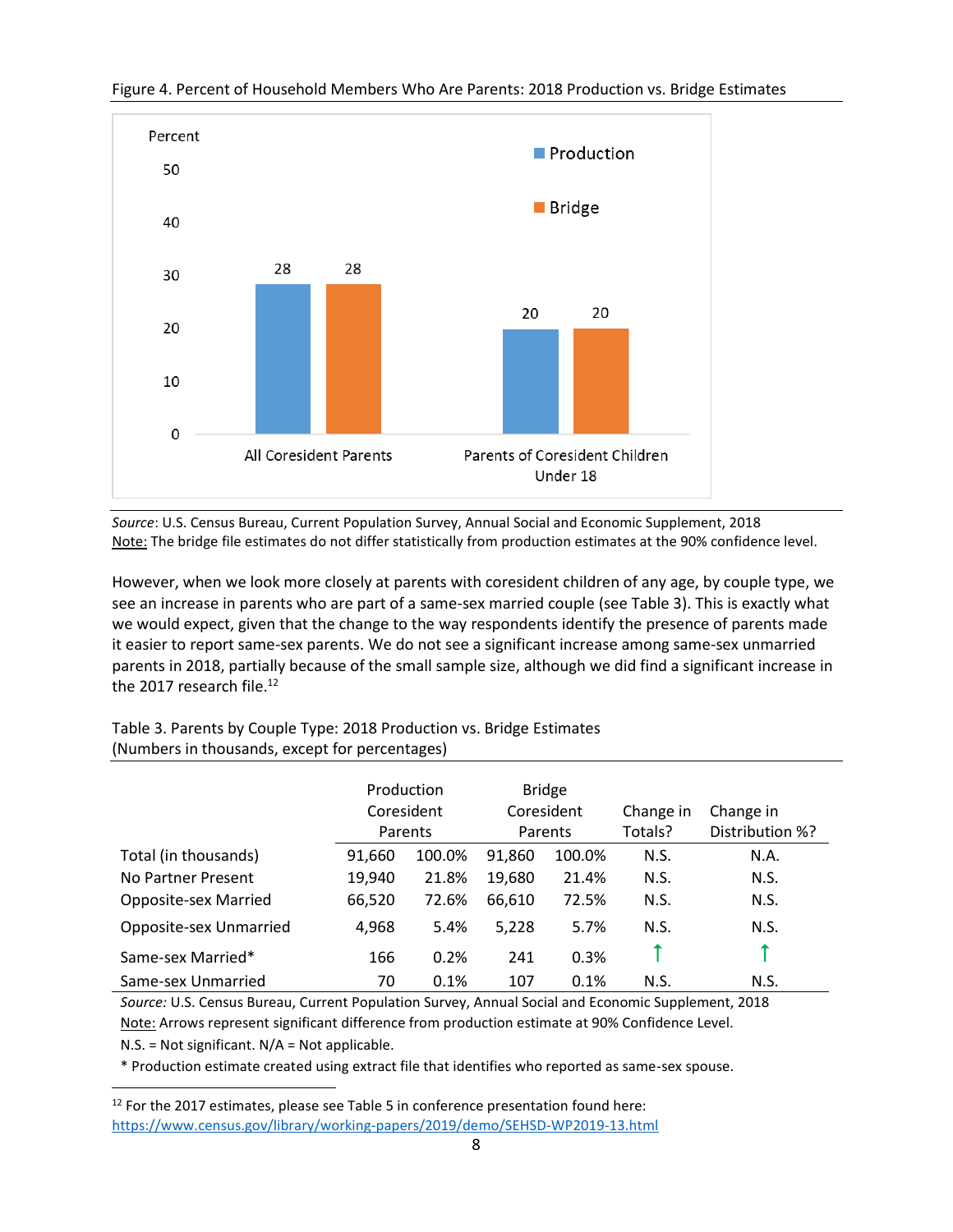Figure 4. Percent of Household Members Who Are Parents: 2018 Production vs. Bridge Estimates

| | Production | Bridge |
|---|---|---|
| All Coresident Parents | 28 | 28 |
| Parents of Coresident Children Under 18 | 20 | 20 |

*Source*: U.S. Census Bureau, Current Population Survey, Annual Social and Economic Supplement, 2018
Note: The bridge file estimates do not differ statistically from production estimates at the 90% confidence level.

However, when we look more closely at parents with coresident children of any age, by couple type, we see an increase in parents who are part of a same-sex married couple (see Table 3). This is exactly what we would expect, given that the change to the way respondents identify the presence of parents made it easier to report same-sex parents. We do not see a significant increase among same-sex unmarried parents in 2018, partially because of the small sample size, although we did find a significant increase in the 2017 research file.[12]

Table 3. Parents by Couple Type: 2018 Production vs. Bridge Estimates
(Numbers in thousands, except for percentages)

| | Production Coresident Parents | | Bridge Coresident Parents | | Change in Totals? | Change in Distribution %? |
|---|---|---|---|---|---|---|
| Total (in thousands) | 91,660 | 100.0% | 91,860 | 100.0% | N.S. | N.A. |
| No Partner Present | 19,940 | 21.8% | 19,680 | 21.4% | N.S. | N.S. |
| Opposite-sex Married | 66,520 | 72.6% | 66,610 | 72.5% | N.S. | N.S. |
| Opposite-sex Unmarried | 4,968 | 5.4% | 5,228 | 5.7% | N.S. | N.S. |
| Same-sex Married* | 166 | 0.2% | 241 | 0.3% | ↑ | ↑ |
| Same-sex Unmarried | 70 | 0.1% | 107 | 0.1% | N.S. | N.S. |

*Source:* U.S. Census Bureau, Current Population Survey, Annual Social and Economic Supplement, 2018
Note: Arrows represent significant difference from production estimate at 90% Confidence Level.
N.S. = Not significant. N/A = Not applicable.
* Production estimate created using extract file that identifies who reported as same-sex spouse.

[12] For the 2017 estimates, please see Table 5 in conference presentation found here: https://www.census.gov/library/working-papers/2019/demo/SEHSD-WP2019-13.html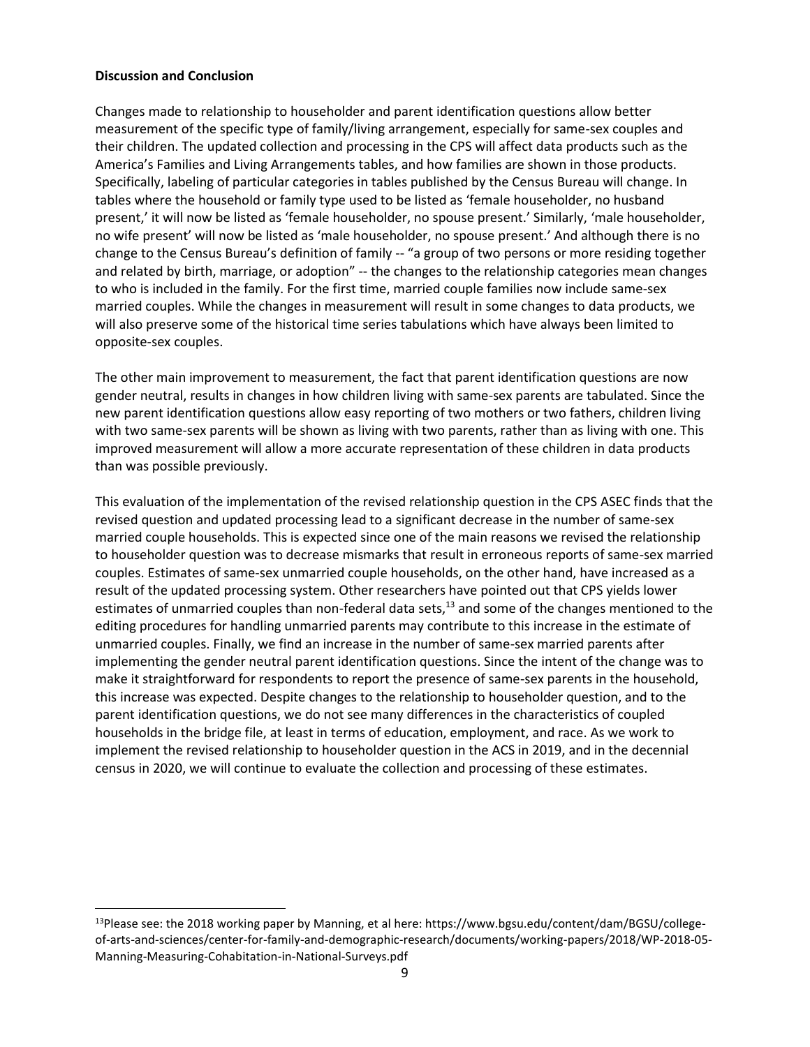**Discussion and Conclusion**

Changes made to relationship to householder and parent identification questions allow better measurement of the specific type of family/living arrangement, especially for same-sex couples and their children. The updated collection and processing in the CPS will affect data products such as the America's Families and Living Arrangements tables, and how families are shown in those products. Specifically, labeling of particular categories in tables published by the Census Bureau will change. In tables where the household or family type used to be listed as 'female householder, no husband present,' it will now be listed as 'female householder, no spouse present.' Similarly, 'male householder, no wife present' will now be listed as 'male householder, no spouse present.' And although there is no change to the Census Bureau's definition of family -- "a group of two persons or more residing together and related by birth, marriage, or adoption" -- the changes to the relationship categories mean changes to who is included in the family. For the first time, married couple families now include same-sex married couples. While the changes in measurement will result in some changes to data products, we will also preserve some of the historical time series tabulations which have always been limited to opposite-sex couples.

The other main improvement to measurement, the fact that parent identification questions are now gender neutral, results in changes in how children living with same-sex parents are tabulated. Since the new parent identification questions allow easy reporting of two mothers or two fathers, children living with two same-sex parents will be shown as living with two parents, rather than as living with one. This improved measurement will allow a more accurate representation of these children in data products than was possible previously.

This evaluation of the implementation of the revised relationship question in the CPS ASEC finds that the revised question and updated processing lead to a significant decrease in the number of same-sex married couple households. This is expected since one of the main reasons we revised the relationship to householder question was to decrease mismarks that result in erroneous reports of same-sex married couples. Estimates of same-sex unmarried couple households, on the other hand, have increased as a result of the updated processing system. Other researchers have pointed out that CPS yields lower estimates of unmarried couples than non-federal data sets,[13] and some of the changes mentioned to the editing procedures for handling unmarried parents may contribute to this increase in the estimate of unmarried couples. Finally, we find an increase in the number of same-sex married parents after implementing the gender neutral parent identification questions. Since the intent of the change was to make it straightforward for respondents to report the presence of same-sex parents in the household, this increase was expected. Despite changes to the relationship to householder question, and to the parent identification questions, we do not see many differences in the characteristics of coupled households in the bridge file, at least in terms of education, employment, and race. As we work to implement the revised relationship to householder question in the ACS in 2019, and in the decennial census in 2020, we will continue to evaluate the collection and processing of these estimates.

---

[13] Please see: the 2018 working paper by Manning, et al here: https://www.bgsu.edu/content/dam/BGSU/college-of-arts-and-sciences/center-for-family-and-demographic-research/documents/working-papers/2018/WP-2018-05-Manning-Measuring-Cohabitation-in-National-Surveys.pdf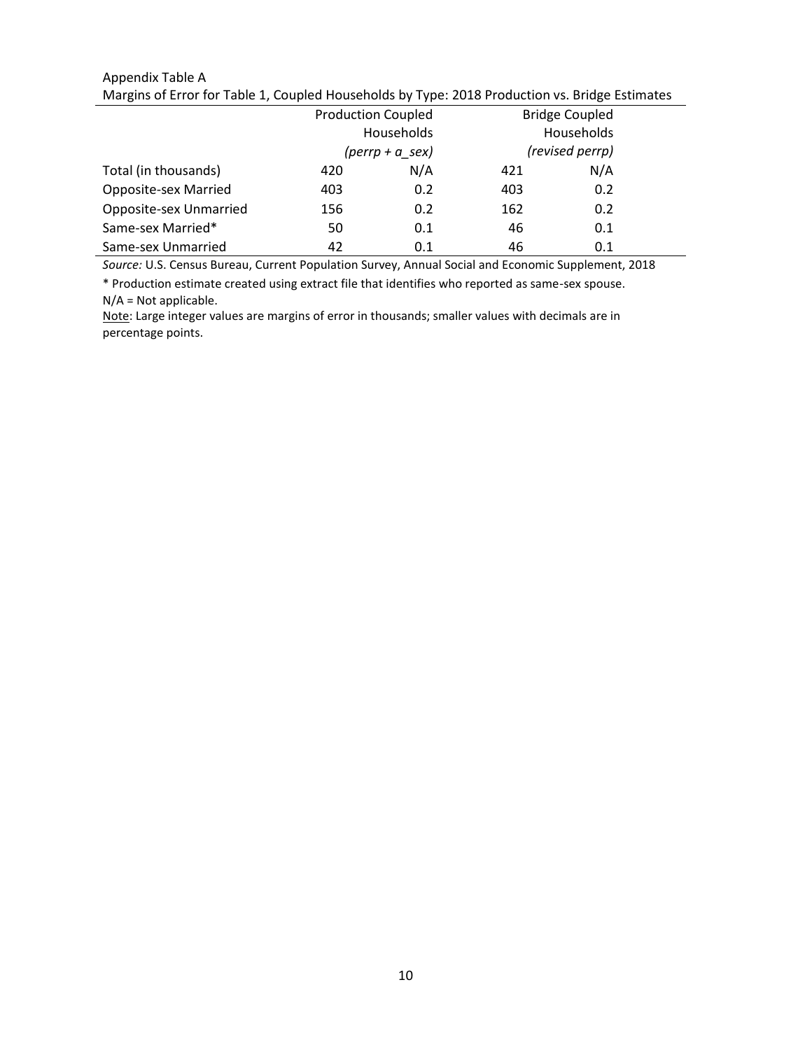Appendix Table A

Margins of Error for Table 1, Coupled Households by Type: 2018 Production vs. Bridge Estimates

| | Production Coupled Households *(perrp + a_sex)* | | Bridge Coupled Households *(revised perrp)* | |
|---|---|---|---|---|
| Total (in thousands) | 420 | N/A | 421 | N/A |
| Opposite-sex Married | 403 | 0.2 | 403 | 0.2 |
| Opposite-sex Unmarried | 156 | 0.2 | 162 | 0.2 |
| Same-sex Married* | 50 | 0.1 | 46 | 0.1 |
| Same-sex Unmarried | 42 | 0.1 | 46 | 0.1 |

*Source:* U.S. Census Bureau, Current Population Survey, Annual Social and Economic Supplement, 2018

\* Production estimate created using extract file that identifies who reported as same-sex spouse.

N/A = Not applicable.

Note: Large integer values are margins of error in thousands; smaller values with decimals are in percentage points.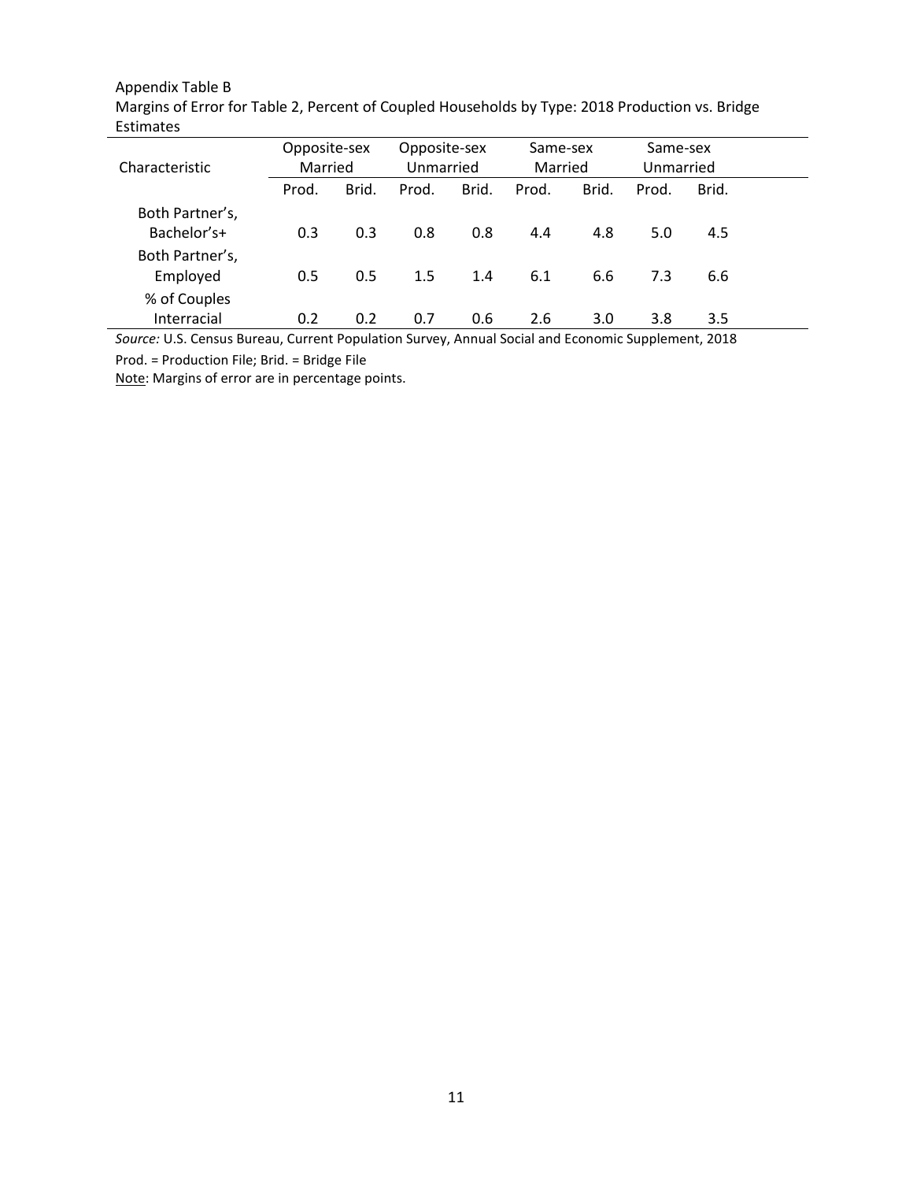Appendix Table B

Margins of Error for Table 2, Percent of Coupled Households by Type: 2018 Production vs. Bridge Estimates

| Characteristic | Opposite-sex Married | | Opposite-sex Unmarried | | Same-sex Married | | Same-sex Unmarried | |
|---|---|---|---|---|---|---|---|---|
| | Prod. | Brid. | Prod. | Brid. | Prod. | Brid. | Prod. | Brid. |
| Both Partner's, Bachelor's+ | 0.3 | 0.3 | 0.8 | 0.8 | 4.4 | 4.8 | 5.0 | 4.5 |
| Both Partner's, Employed | 0.5 | 0.5 | 1.5 | 1.4 | 6.1 | 6.6 | 7.3 | 6.6 |
| % of Couples Interracial | 0.2 | 0.2 | 0.7 | 0.6 | 2.6 | 3.0 | 3.8 | 3.5 |

*Source:* U.S. Census Bureau, Current Population Survey, Annual Social and Economic Supplement, 2018

Prod. = Production File; Brid. = Bridge File

Note: Margins of error are in percentage points.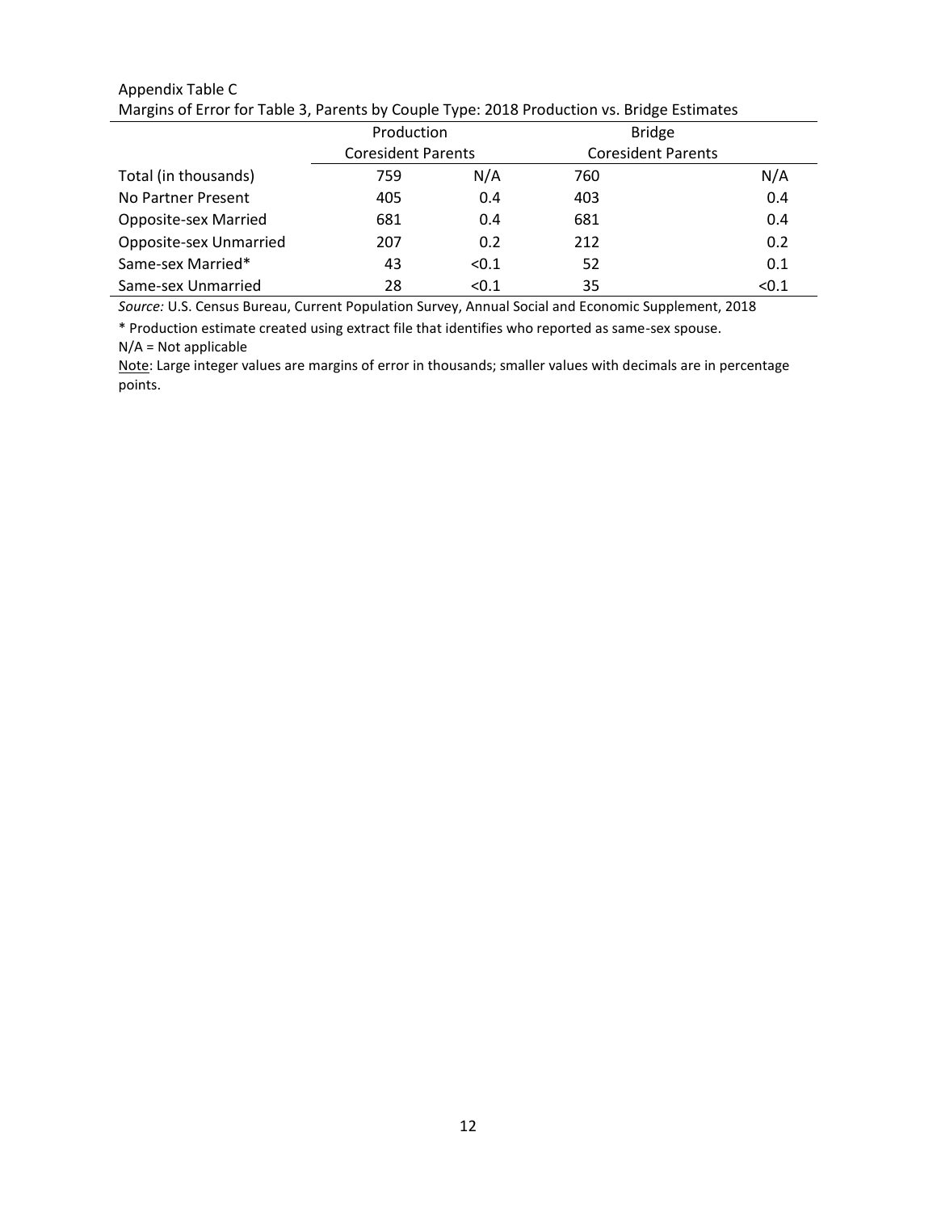Appendix Table C

Margins of Error for Table 3, Parents by Couple Type: 2018 Production vs. Bridge Estimates

| | Production | | Bridge | |
|---|---|---|---|---|
| | Coresident Parents | | Coresident Parents | |
| Total (in thousands) | 759 | N/A | 760 | N/A |
| No Partner Present | 405 | 0.4 | 403 | 0.4 |
| Opposite-sex Married | 681 | 0.4 | 681 | 0.4 |
| Opposite-sex Unmarried | 207 | 0.2 | 212 | 0.2 |
| Same-sex Married* | 43 | <0.1 | 52 | 0.1 |
| Same-sex Unmarried | 28 | <0.1 | 35 | <0.1 |

*Source:* U.S. Census Bureau, Current Population Survey, Annual Social and Economic Supplement, 2018

* Production estimate created using extract file that identifies who reported as same-sex spouse.

N/A = Not applicable

Note: Large integer values are margins of error in thousands; smaller values with decimals are in percentage points.